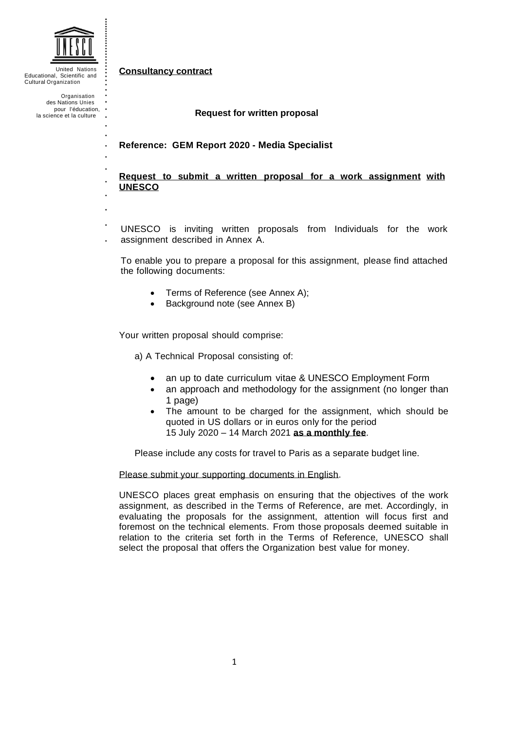United Nations Educational, Scientific and Cultural Organization

Organisation des Nations Unies pour l'éducation, la science et la culture

**Consultancy contract**

**Request for written proposal**

**Reference: GEM Report 2020 - Media Specialist**

**Request to submit a written proposal for a work assignment with UNESCO**

UNESCO is inviting written proposals from Individuals for the work assignment described in Annex A.

To enable you to prepare a proposal for this assignment, please find attached the following documents:

- Terms of Reference (see Annex A);
- Background note (see Annex B)

Your written proposal should comprise:

a) A Technical Proposal consisting of:

- an up to date curriculum vitae & UNESCO Employment Form
- an approach and methodology for the assignment (no longer than 1 page)
- The amount to be charged for the assignment, which should be quoted in US dollars or in euros only for the period 15 July 2020 – 14 March 2021 **as a monthly fee**.

Please include any costs for travel to Paris as a separate budget line.

Please submit your supporting documents in English.

UNESCO places great emphasis on ensuring that the objectives of the work assignment, as described in the Terms of Reference, are met. Accordingly, in evaluating the proposals for the assignment, attention will focus first and foremost on the technical elements. From those proposals deemed suitable in relation to the criteria set forth in the Terms of Reference, UNESCO shall select the proposal that offers the Organization best value for money.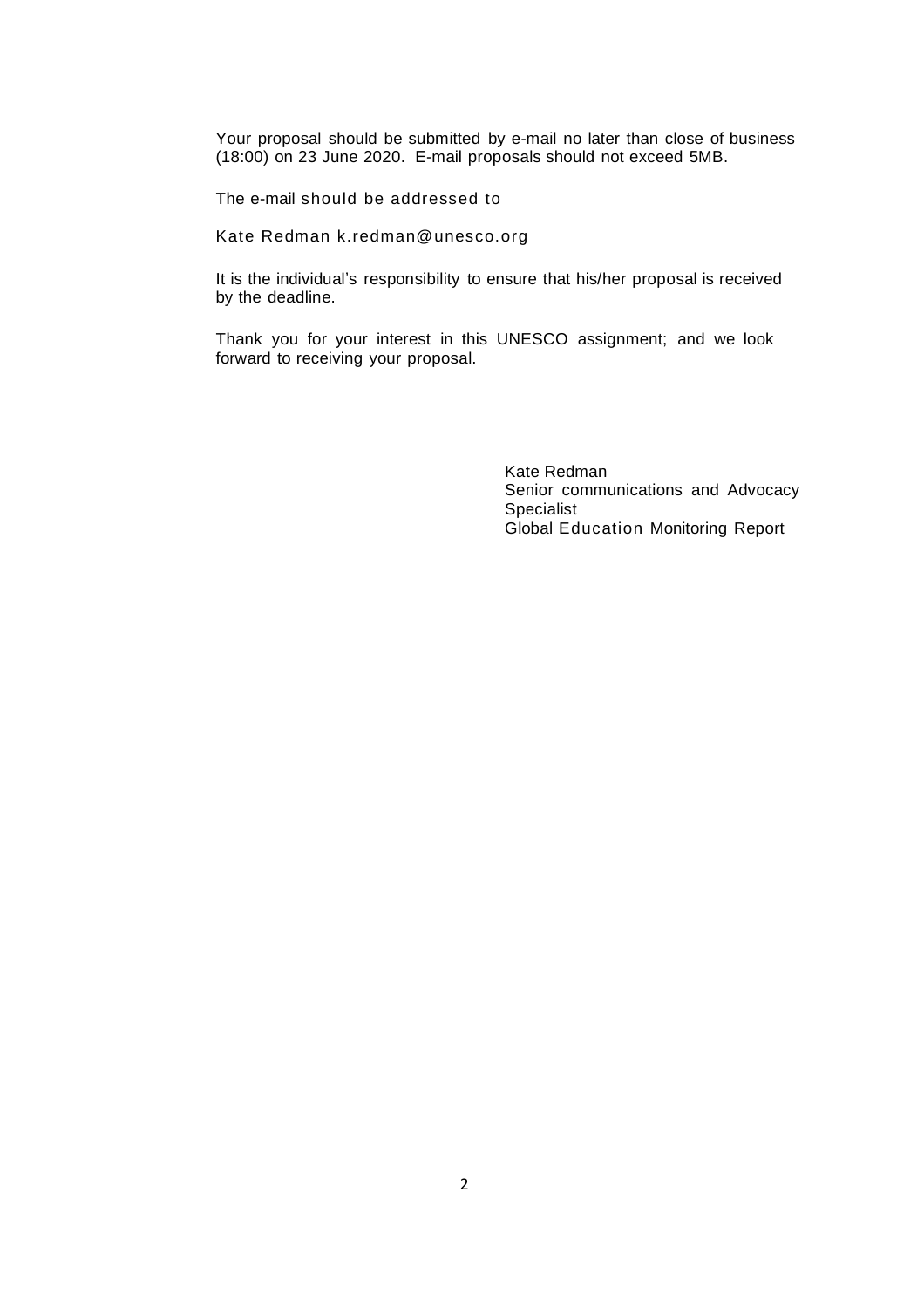Your proposal should be submitted by e-mail no later than close of business (18:00) on 23 June 2020. E-mail proposals should not exceed 5MB.

The e-mail should be addressed to

Kate Redman k.redman@unesco.org

It is the individual's responsibility to ensure that his/her proposal is received by the deadline.

Thank you for your interest in this UNESCO assignment; and we look forward to receiving your proposal.

Kate Redman  
Senior communications and Advocacy Specialist  
Global Education Monitoring Report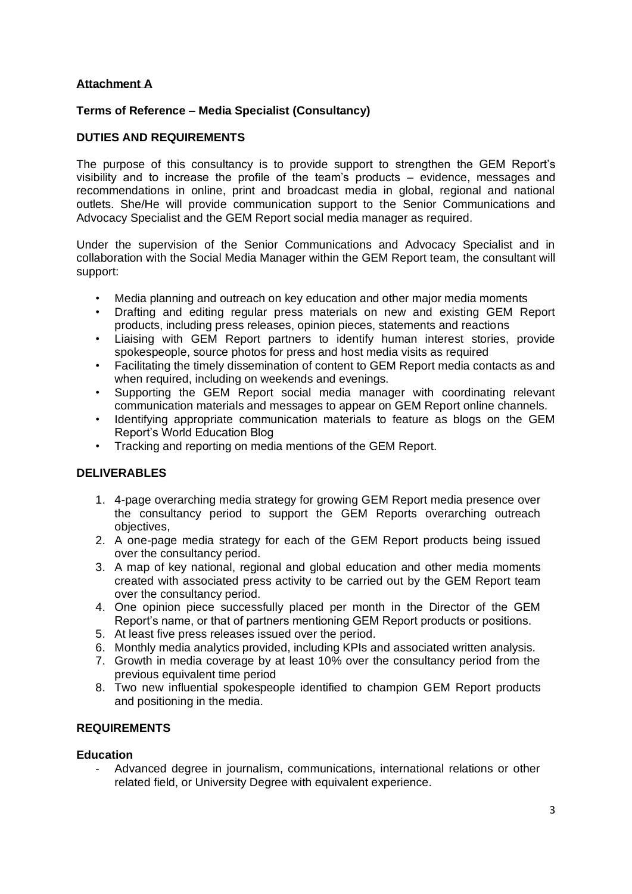**Attachment A**

**Terms of Reference – Media Specialist (Consultancy)**

**DUTIES AND REQUIREMENTS**

The purpose of this consultancy is to provide support to strengthen the GEM Report's visibility and to increase the profile of the team's products – evidence, messages and recommendations in online, print and broadcast media in global, regional and national outlets. She/He will provide communication support to the Senior Communications and Advocacy Specialist and the GEM Report social media manager as required.

Under the supervision of the Senior Communications and Advocacy Specialist and in collaboration with the Social Media Manager within the GEM Report team, the consultant will support:

- Media planning and outreach on key education and other major media moments
- Drafting and editing regular press materials on new and existing GEM Report products, including press releases, opinion pieces, statements and reactions
- Liaising with GEM Report partners to identify human interest stories, provide spokespeople, source photos for press and host media visits as required
- Facilitating the timely dissemination of content to GEM Report media contacts as and when required, including on weekends and evenings.
- Supporting the GEM Report social media manager with coordinating relevant communication materials and messages to appear on GEM Report online channels.
- Identifying appropriate communication materials to feature as blogs on the GEM Report's World Education Blog
- Tracking and reporting on media mentions of the GEM Report.

**DELIVERABLES**

1. 4-page overarching media strategy for growing GEM Report media presence over the consultancy period to support the GEM Reports overarching outreach objectives,
2. A one-page media strategy for each of the GEM Report products being issued over the consultancy period.
3. A map of key national, regional and global education and other media moments created with associated press activity to be carried out by the GEM Report team over the consultancy period.
4. One opinion piece successfully placed per month in the Director of the GEM Report's name, or that of partners mentioning GEM Report products or positions.
5. At least five press releases issued over the period.
6. Monthly media analytics provided, including KPIs and associated written analysis.
7. Growth in media coverage by at least 10% over the consultancy period from the previous equivalent time period
8. Two new influential spokespeople identified to champion GEM Report products and positioning in the media.

**REQUIREMENTS**

**Education**

- Advanced degree in journalism, communications, international relations or other related field, or University Degree with equivalent experience.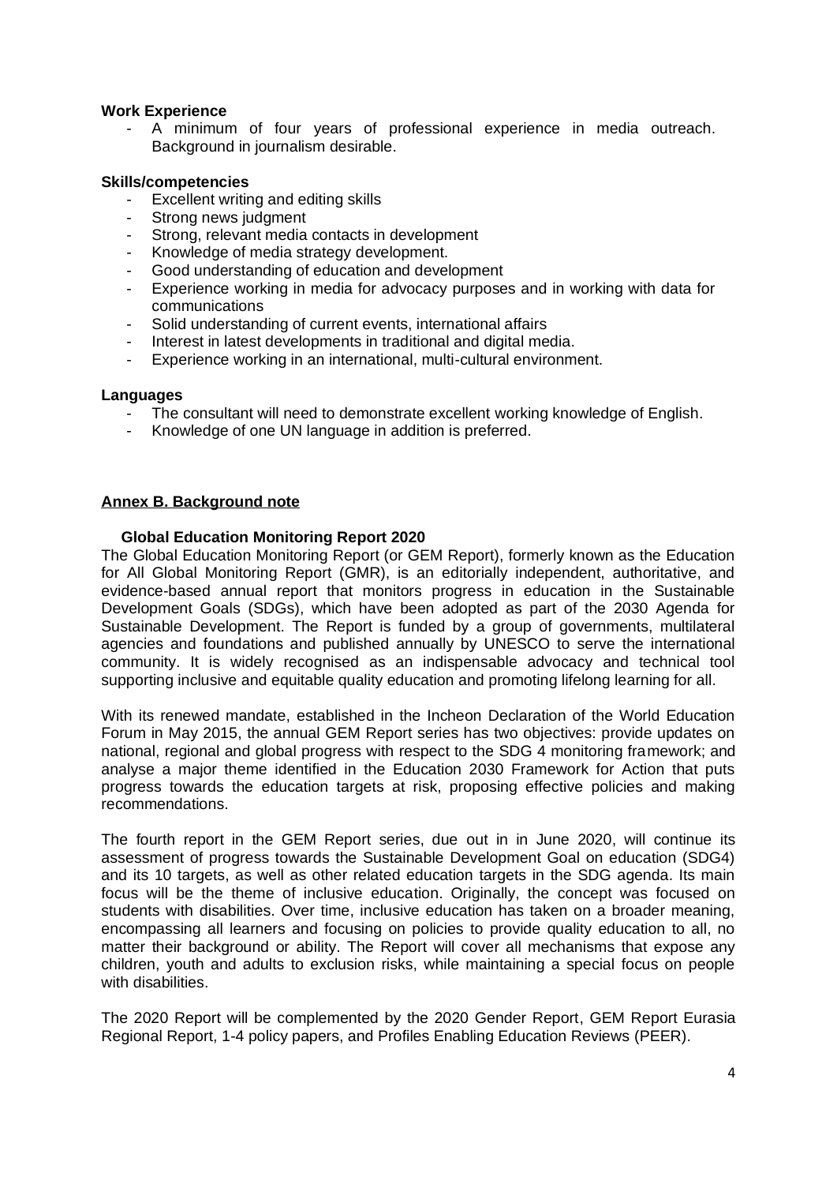**Work Experience**

- A minimum of four years of professional experience in media outreach. Background in journalism desirable.

**Skills/competencies**

- Excellent writing and editing skills
- Strong news judgment
- Strong, relevant media contacts in development
- Knowledge of media strategy development.
- Good understanding of education and development
- Experience working in media for advocacy purposes and in working with data for communications
- Solid understanding of current events, international affairs
- Interest in latest developments in traditional and digital media.
- Experience working in an international, multi-cultural environment.

**Languages**

- The consultant will need to demonstrate excellent working knowledge of English.
- Knowledge of one UN language in addition is preferred.

## Annex B. Background note

### Global Education Monitoring Report 2020

The Global Education Monitoring Report (or GEM Report), formerly known as the Education for All Global Monitoring Report (GMR), is an editorially independent, authoritative, and evidence-based annual report that monitors progress in education in the Sustainable Development Goals (SDGs), which have been adopted as part of the 2030 Agenda for Sustainable Development. The Report is funded by a group of governments, multilateral agencies and foundations and published annually by UNESCO to serve the international community. It is widely recognised as an indispensable advocacy and technical tool supporting inclusive and equitable quality education and promoting lifelong learning for all.

With its renewed mandate, established in the Incheon Declaration of the World Education Forum in May 2015, the annual GEM Report series has two objectives: provide updates on national, regional and global progress with respect to the SDG 4 monitoring framework; and analyse a major theme identified in the Education 2030 Framework for Action that puts progress towards the education targets at risk, proposing effective policies and making recommendations.

The fourth report in the GEM Report series, due out in in June 2020, will continue its assessment of progress towards the Sustainable Development Goal on education (SDG4) and its 10 targets, as well as other related education targets in the SDG agenda. Its main focus will be the theme of inclusive education. Originally, the concept was focused on students with disabilities. Over time, inclusive education has taken on a broader meaning, encompassing all learners and focusing on policies to provide quality education to all, no matter their background or ability. The Report will cover all mechanisms that expose any children, youth and adults to exclusion risks, while maintaining a special focus on people with disabilities.

The 2020 Report will be complemented by the 2020 Gender Report, GEM Report Eurasia Regional Report, 1-4 policy papers, and Profiles Enabling Education Reviews (PEER).